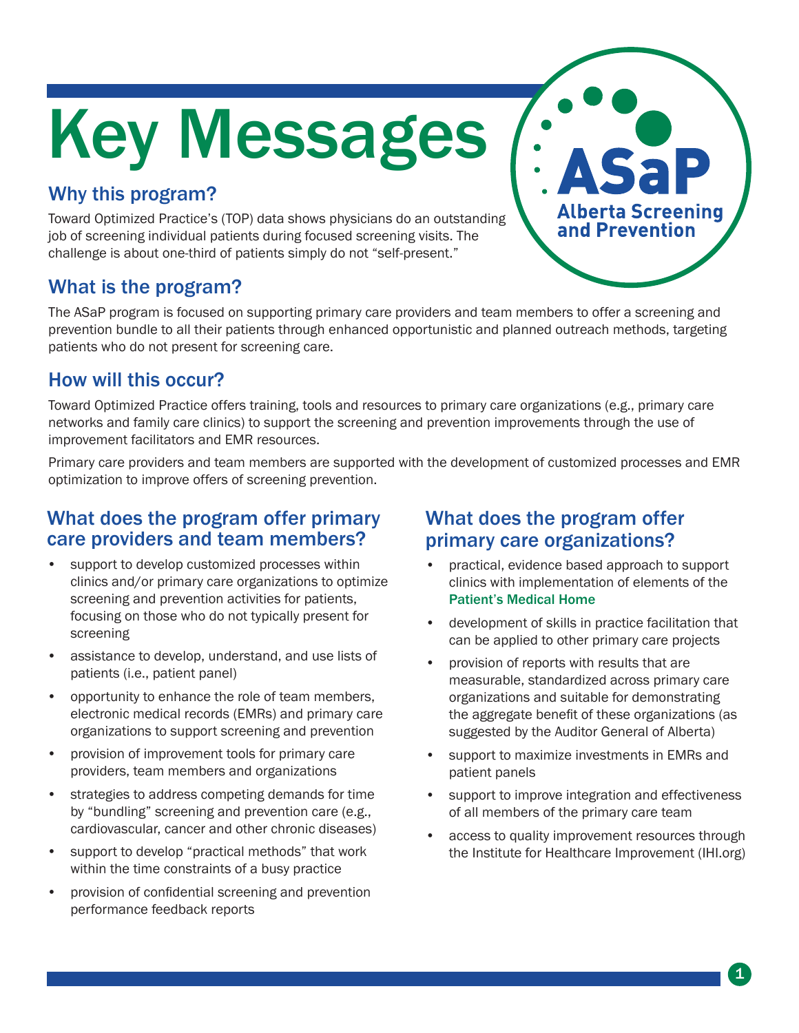# Key Messages

ASaP
Alberta Screening and Prevention

## Why this program?

Toward Optimized Practice's (TOP) data shows physicians do an outstanding job of screening individual patients during focused screening visits. The challenge is about one-third of patients simply do not "self-present."

## What is the program?

The ASaP program is focused on supporting primary care providers and team members to offer a screening and prevention bundle to all their patients through enhanced opportunistic and planned outreach methods, targeting patients who do not present for screening care.

## How will this occur?

Toward Optimized Practice offers training, tools and resources to primary care organizations (e.g., primary care networks and family care clinics) to support the screening and prevention improvements through the use of improvement facilitators and EMR resources.

Primary care providers and team members are supported with the development of customized processes and EMR optimization to improve offers of screening prevention.

## What does the program offer primary care providers and team members?

- support to develop customized processes within clinics and/or primary care organizations to optimize screening and prevention activities for patients, focusing on those who do not typically present for screening
- assistance to develop, understand, and use lists of patients (i.e., patient panel)
- opportunity to enhance the role of team members, electronic medical records (EMRs) and primary care organizations to support screening and prevention
- provision of improvement tools for primary care providers, team members and organizations
- strategies to address competing demands for time by "bundling" screening and prevention care (e.g., cardiovascular, cancer and other chronic diseases)
- support to develop "practical methods" that work within the time constraints of a busy practice
- provision of confidential screening and prevention performance feedback reports

## What does the program offer primary care organizations?

- practical, evidence based approach to support clinics with implementation of elements of the Patient's Medical Home
- development of skills in practice facilitation that can be applied to other primary care projects
- provision of reports with results that are measurable, standardized across primary care organizations and suitable for demonstrating the aggregate benefit of these organizations (as suggested by the Auditor General of Alberta)
- support to maximize investments in EMRs and patient panels
- support to improve integration and effectiveness of all members of the primary care team
- access to quality improvement resources through the Institute for Healthcare Improvement (IHI.org)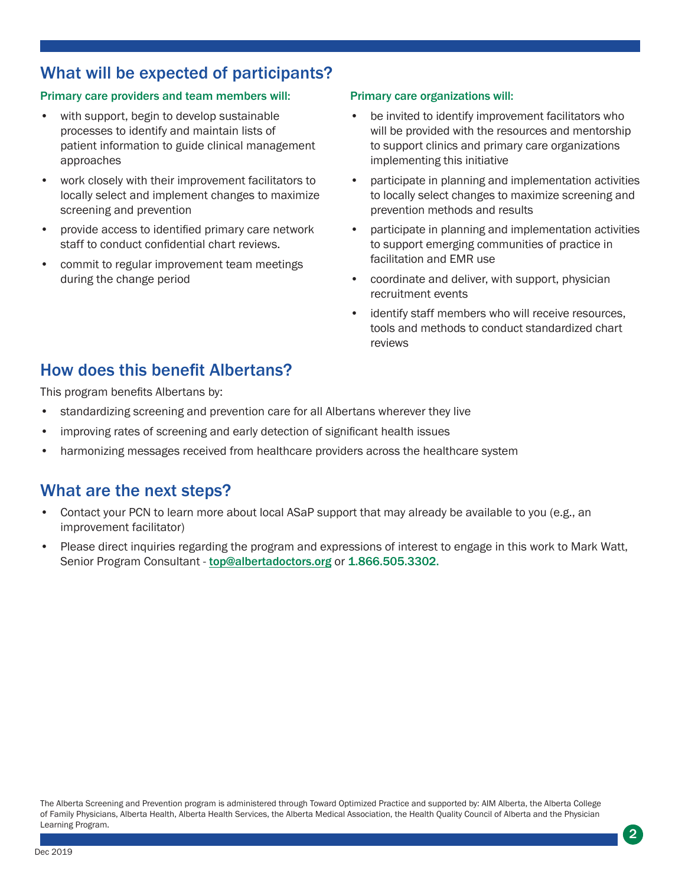## What will be expected of participants?

**Primary care providers and team members will:**

- with support, begin to develop sustainable processes to identify and maintain lists of patient information to guide clinical management approaches
- work closely with their improvement facilitators to locally select and implement changes to maximize screening and prevention
- provide access to identified primary care network staff to conduct confidential chart reviews.
- commit to regular improvement team meetings during the change period

**Primary care organizations will:**

- be invited to identify improvement facilitators who will be provided with the resources and mentorship to support clinics and primary care organizations implementing this initiative
- participate in planning and implementation activities to locally select changes to maximize screening and prevention methods and results
- participate in planning and implementation activities to support emerging communities of practice in facilitation and EMR use
- coordinate and deliver, with support, physician recruitment events
- identify staff members who will receive resources, tools and methods to conduct standardized chart reviews

## How does this benefit Albertans?

This program benefits Albertans by:

- standardizing screening and prevention care for all Albertans wherever they live
- improving rates of screening and early detection of significant health issues
- harmonizing messages received from healthcare providers across the healthcare system

## What are the next steps?

- Contact your PCN to learn more about local ASaP support that may already be available to you (e.g., an improvement facilitator)
- Please direct inquiries regarding the program and expressions of interest to engage in this work to Mark Watt, Senior Program Consultant - top@albertadoctors.org or **1.866.505.3302.**

The Alberta Screening and Prevention program is administered through Toward Optimized Practice and supported by: AIM Alberta, the Alberta College of Family Physicians, Alberta Health, Alberta Health Services, the Alberta Medical Association, the Health Quality Council of Alberta and the Physician Learning Program.

Dec 2019